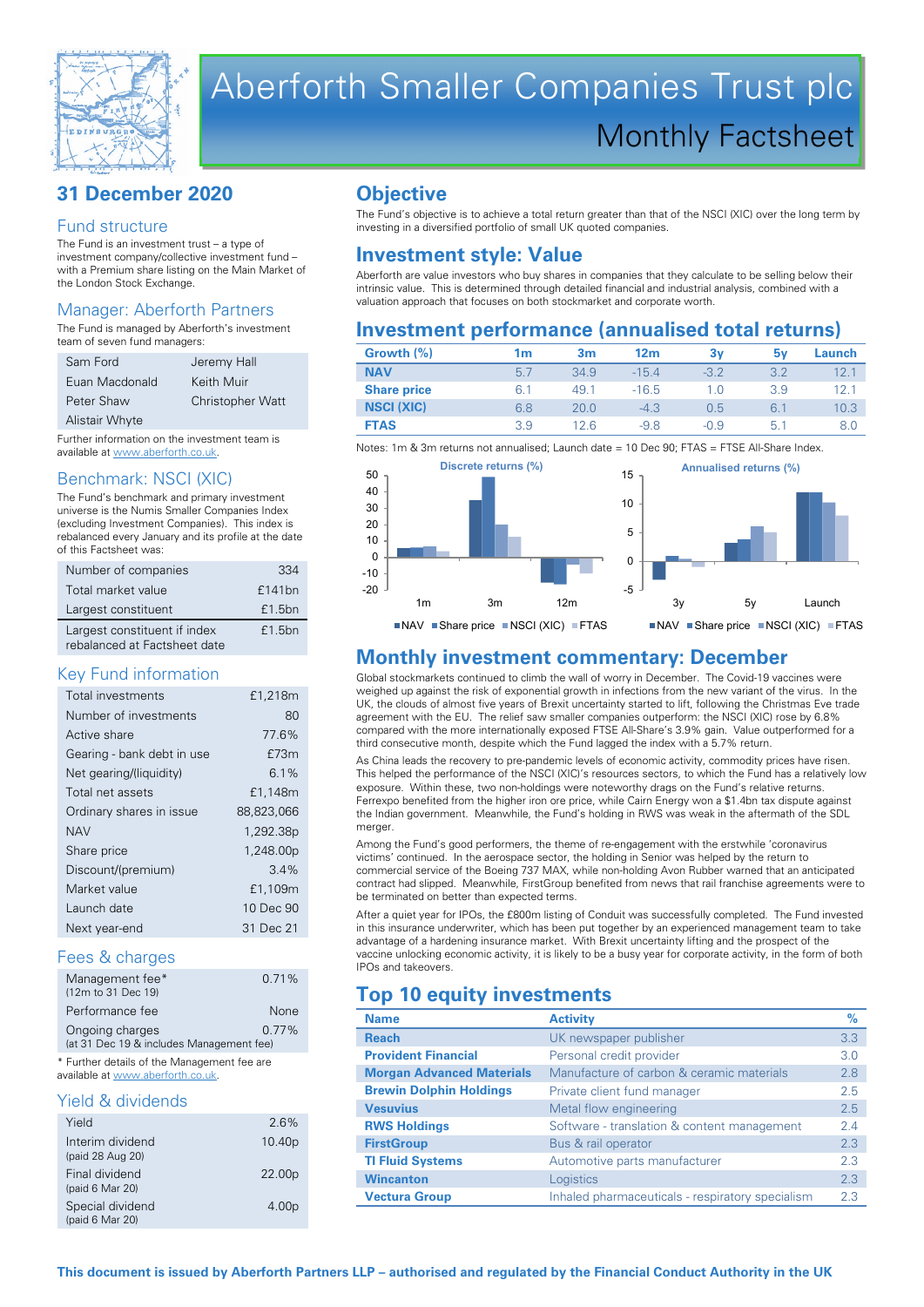# Aberforth Smaller Companies Trust plc

## Monthly Factsheet

## 31 December 2020

### Fund structure

The Fund is an investment trust – a type of investment company/collective investment fund – with a Premium share listing on the Main Market of the London Stock Exchange.

### Manager: Aberforth Partners

The Fund is managed by Aberforth's investment team of seven fund managers:

| | |
|---|---|
| Sam Ford | Jeremy Hall |
| Euan Macdonald | Keith Muir |
| Peter Shaw | Christopher Watt |
| Alistair Whyte | |

Further information on the investment team is available at www.aberforth.co.uk.

### Benchmark: NSCI (XIC)

The Fund's benchmark and primary investment universe is the Numis Smaller Companies Index (excluding Investment Companies). This index is rebalanced every January and its profile at the date of this Factsheet was:

| | |
|---|---|
| Number of companies | 334 |
| Total market value | £141bn |
| Largest constituent | £1.5bn |
| Largest constituent if index rebalanced at Factsheet date | £1.5bn |

### Key Fund information

| | |
|---|---|
| Total investments | £1,218m |
| Number of investments | 80 |
| Active share | 77.6% |
| Gearing - bank debt in use | £73m |
| Net gearing/(liquidity) | 6.1% |
| Total net assets | £1,148m |
| Ordinary shares in issue | 88,823,066 |
| NAV | 1,292.38p |
| Share price | 1,248.00p |
| Discount/(premium) | 3.4% |
| Market value | £1,109m |
| Launch date | 10 Dec 90 |
| Next year-end | 31 Dec 21 |

### Fees & charges

| | |
|---|---|
| Management fee* (12m to 31 Dec 19) | 0.71% |
| Performance fee | None |
| Ongoing charges (at 31 Dec 19 & includes Management fee) | 0.77% |

\* Further details of the Management fee are available at www.aberforth.co.uk.

### Yield & dividends

| | |
|---|---|
| Yield | 2.6% |
| Interim dividend (paid 28 Aug 20) | 10.40p |
| Final dividend (paid 6 Mar 20) | 22.00p |
| Special dividend (paid 6 Mar 20) | 4.00p |

## Objective

The Fund's objective is to achieve a total return greater than that of the NSCI (XIC) over the long term by investing in a diversified portfolio of small UK quoted companies.

## Investment style: Value

Aberforth are value investors who buy shares in companies that they calculate to be selling below their intrinsic value. This is determined through detailed financial and industrial analysis, combined with a valuation approach that focuses on both stockmarket and corporate worth.

## Investment performance (annualised total returns)

| Growth (%) | 1m | 3m | 12m | 3y | 5y | Launch |
|---|---|---|---|---|---|---|
| NAV | 5.7 | 34.9 | -15.4 | -3.2 | 3.2 | 12.1 |
| Share price | 6.1 | 49.1 | -16.5 | 1.0 | 3.9 | 12.1 |
| NSCI (XIC) | 6.8 | 20.0 | -4.3 | 0.5 | 6.1 | 10.3 |
| FTAS | 3.9 | 12.6 | -9.8 | -0.9 | 5.1 | 8.0 |

Notes: 1m & 3m returns not annualised; Launch date = 10 Dec 90; FTAS = FTSE All-Share Index.

Discrete returns (%) — NAV, Share price, NSCI (XIC), FTAS — 1m, 3m, 12m

Annualised returns (%) — NAV, Share price, NSCI (XIC), FTAS — 3y, 5y, Launch

## Monthly investment commentary: December

Global stockmarkets continued to climb the wall of worry in December. The Covid-19 vaccines were weighed up against the risk of exponential growth in infections from the new variant of the virus. In the UK, the clouds of almost five years of Brexit uncertainty started to lift, following the Christmas Eve trade agreement with the EU. The relief saw smaller companies outperform: the NSCI (XIC) rose by 6.8% compared with the more internationally exposed FTSE All-Share's 3.9% gain. Value outperformed for a third consecutive month, despite which the Fund lagged the index with a 5.7% return.

As China leads the recovery to pre-pandemic levels of economic activity, commodity prices have risen. This helped the performance of the NSCI (XIC)'s resources sectors, to which the Fund has a relatively low exposure. Within these, two non-holdings were noteworthy drags on the Fund's relative returns. Ferrexpo benefited from the higher iron ore price, while Cairn Energy won a $1.4bn tax dispute against the Indian government. Meanwhile, the Fund's holding in RWS was weak in the aftermath of the SDL merger.

Among the Fund's good performers, the theme of re-engagement with the erstwhile 'coronavirus victims' continued. In the aerospace sector, the holding in Senior was helped by the return to commercial service of the Boeing 737 MAX, while non-holding Avon Rubber warned that an anticipated contract had slipped. Meanwhile, FirstGroup benefited from news that rail franchise agreements were to be terminated on better than expected terms.

After a quiet year for IPOs, the £800m listing of Conduit was successfully completed. The Fund invested in this insurance underwriter, which has been put together by an experienced management team to take advantage of a hardening insurance market. With Brexit uncertainty lifting and the prospect of the vaccine unlocking economic activity, it is likely to be a busy year for corporate activity, in the form of both IPOs and takeovers.

## Top 10 equity investments

| Name | Activity | % |
|---|---|---|
| Reach | UK newspaper publisher | 3.3 |
| Provident Financial | Personal credit provider | 3.0 |
| Morgan Advanced Materials | Manufacture of carbon & ceramic materials | 2.8 |
| Brewin Dolphin Holdings | Private client fund manager | 2.5 |
| Vesuvius | Metal flow engineering | 2.5 |
| RWS Holdings | Software - translation & content management | 2.4 |
| FirstGroup | Bus & rail operator | 2.3 |
| TI Fluid Systems | Automotive parts manufacturer | 2.3 |
| Wincanton | Logistics | 2.3 |
| Vectura Group | Inhaled pharmaceuticals - respiratory specialism | 2.3 |

**This document is issued by Aberforth Partners LLP – authorised and regulated by the Financial Conduct Authority in the UK**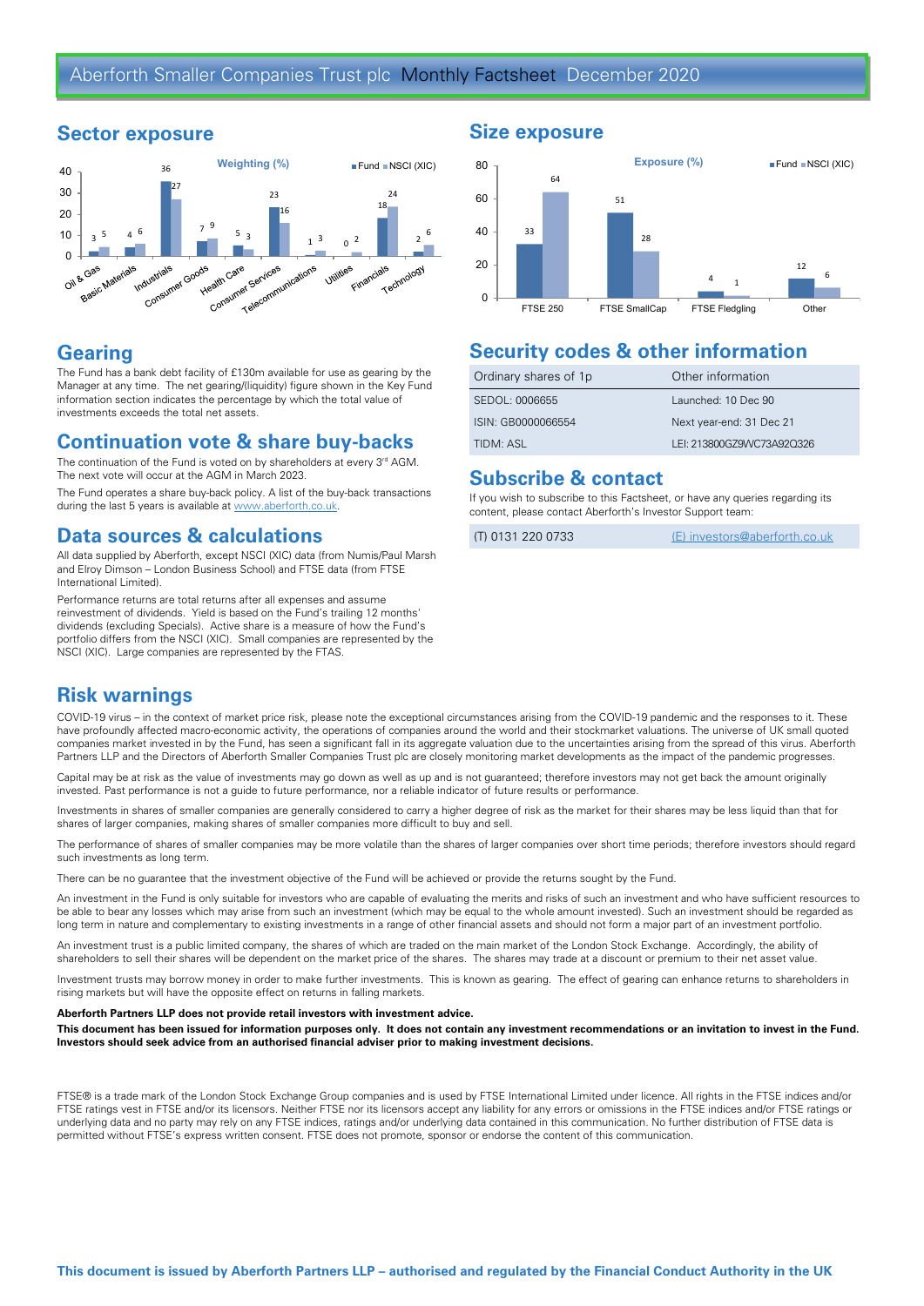Aberforth Smaller Companies Trust plc Monthly Factsheet December 2020

## Sector exposure

Weighting (%)

Fund NSCI (XIC)

40
30
20
10
0

3 5
4 6
36 27
7 9
5 3
23 16
1 3
0 2
18 24
2 6

Oil & Gas
Basic Materials
Industrials
Consumer Goods
Health Care
Consumer Services
Telecommunications
Utilities
Financials
Technology

## Size exposure

Exposure (%)

Fund NSCI (XIC)

80
60
40
20
0

33 64
51 28
4 1
12 6

FTSE 250
FTSE SmallCap
FTSE Fledgling
Other

## Gearing

The Fund has a bank debt facility of £130m available for use as gearing by the Manager at any time. The net gearing/(liquidity) figure shown in the Key Fund information section indicates the percentage by which the total value of investments exceeds the total net assets.

## Continuation vote & share buy-backs

The continuation of the Fund is voted on by shareholders at every 3rd AGM. The next vote will occur at the AGM in March 2023.

The Fund operates a share buy-back policy. A list of the buy-back transactions during the last 5 years is available at www.aberforth.co.uk.

## Data sources & calculations

All data supplied by Aberforth, except NSCI (XIC) data (from Numis/Paul Marsh and Elroy Dimson – London Business School) and FTSE data (from FTSE International Limited).

Performance returns are total returns after all expenses and assume reinvestment of dividends. Yield is based on the Fund's trailing 12 months' dividends (excluding Specials). Active share is a measure of how the Fund's portfolio differs from the NSCI (XIC). Small companies are represented by the NSCI (XIC). Large companies are represented by the FTAS.

## Security codes & other information

| Ordinary shares of 1p | Other information |
|---|---|
| SEDOL: 0006655 | Launched: 10 Dec 90 |
| ISIN: GB0000066554 | Next year-end: 31 Dec 21 |
| TIDM: ASL | LEI: 213800GZ9WC73A92Q326 |

## Subscribe & contact

If you wish to subscribe to this Factsheet, or have any queries regarding its content, please contact Aberforth's Investor Support team:

| | |
|---|---|
| (T) 0131 220 0733 | (E) investors@aberforth.co.uk |

## Risk warnings

COVID-19 virus – in the context of market price risk, please note the exceptional circumstances arising from the COVID-19 pandemic and the responses to it. These have profoundly affected macro-economic activity, the operations of companies around the world and their stockmarket valuations. The universe of UK small quoted companies market invested in by the Fund, has seen a significant fall in its aggregate valuation due to the uncertainties arising from the spread of this virus. Aberforth Partners LLP and the Directors of Aberforth Smaller Companies Trust plc are closely monitoring market developments as the impact of the pandemic progresses.

Capital may be at risk as the value of investments may go down as well as up and is not guaranteed; therefore investors may not get back the amount originally invested. Past performance is not a guide to future performance, nor a reliable indicator of future results or performance.

Investments in shares of smaller companies are generally considered to carry a higher degree of risk as the market for their shares may be less liquid than that for shares of larger companies, making shares of smaller companies more difficult to buy and sell.

The performance of shares of smaller companies may be more volatile than the shares of larger companies over short time periods; therefore investors should regard such investments as long term.

There can be no guarantee that the investment objective of the Fund will be achieved or provide the returns sought by the Fund.

An investment in the Fund is only suitable for investors who are capable of evaluating the merits and risks of such an investment and who have sufficient resources to be able to bear any losses which may arise from such an investment (which may be equal to the whole amount invested). Such an investment should be regarded as long term in nature and complementary to existing investments in a range of other financial assets and should not form a major part of an investment portfolio.

An investment trust is a public limited company, the shares of which are traded on the main market of the London Stock Exchange. Accordingly, the ability of shareholders to sell their shares will be dependent on the market price of the shares. The shares may trade at a discount or premium to their net asset value.

Investment trusts may borrow money in order to make further investments. This is known as gearing. The effect of gearing can enhance returns to shareholders in rising markets but will have the opposite effect on returns in falling markets.

**Aberforth Partners LLP does not provide retail investors with investment advice.**

**This document has been issued for information purposes only. It does not contain any investment recommendations or an invitation to invest in the Fund. Investors should seek advice from an authorised financial adviser prior to making investment decisions.**

FTSE® is a trade mark of the London Stock Exchange Group companies and is used by FTSE International Limited under licence. All rights in the FTSE indices and/or FTSE ratings vest in FTSE and/or its licensors. Neither FTSE nor its licensors accept any liability for any errors or omissions in the FTSE indices and/or FTSE ratings or underlying data and no party may rely on any FTSE indices, ratings and/or underlying data contained in this communication. No further distribution of FTSE data is permitted without FTSE's express written consent. FTSE does not promote, sponsor or endorse the content of this communication.

**This document is issued by Aberforth Partners LLP – authorised and regulated by the Financial Conduct Authority in the UK**